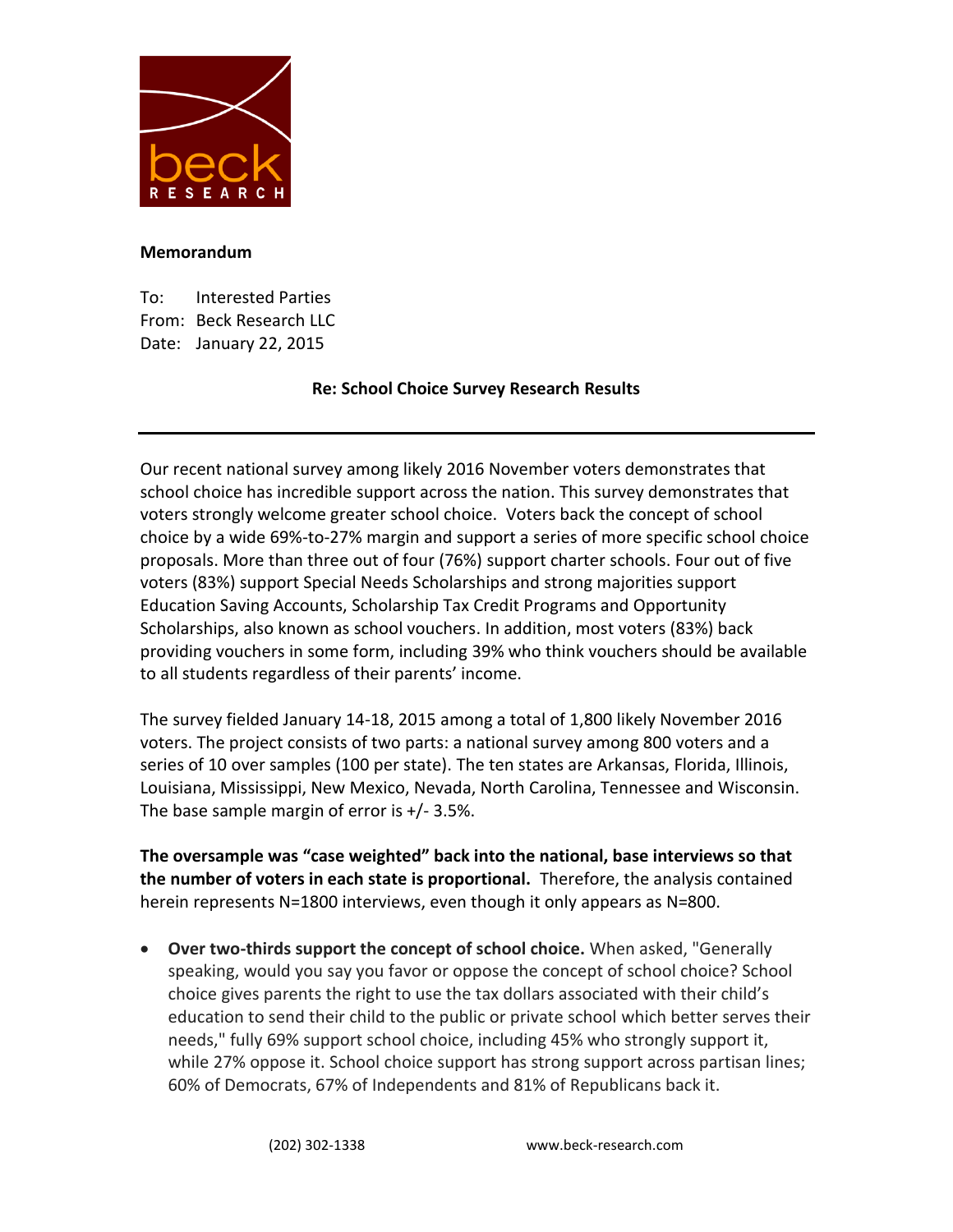**Memorandum**

To: Interested Parties
From: Beck Research LLC
Date: January 22, 2015

**Re: School Choice Survey Research Results**

---

Our recent national survey among likely 2016 November voters demonstrates that school choice has incredible support across the nation. This survey demonstrates that voters strongly welcome greater school choice. Voters back the concept of school choice by a wide 69%-to-27% margin and support a series of more specific school choice proposals. More than three out of four (76%) support charter schools. Four out of five voters (83%) support Special Needs Scholarships and strong majorities support Education Saving Accounts, Scholarship Tax Credit Programs and Opportunity Scholarships, also known as school vouchers. In addition, most voters (83%) back providing vouchers in some form, including 39% who think vouchers should be available to all students regardless of their parents' income.

The survey fielded January 14-18, 2015 among a total of 1,800 likely November 2016 voters. The project consists of two parts: a national survey among 800 voters and a series of 10 over samples (100 per state). The ten states are Arkansas, Florida, Illinois, Louisiana, Mississippi, New Mexico, Nevada, North Carolina, Tennessee and Wisconsin. The base sample margin of error is +/- 3.5%.

**The oversample was "case weighted" back into the national, base interviews so that the number of voters in each state is proportional.** Therefore, the analysis contained herein represents N=1800 interviews, even though it only appears as N=800.

- **Over two-thirds support the concept of school choice.** When asked, "Generally speaking, would you say you favor or oppose the concept of school choice? School choice gives parents the right to use the tax dollars associated with their child's education to send their child to the public or private school which better serves their needs," fully 69% support school choice, including 45% who strongly support it, while 27% oppose it. School choice support has strong support across partisan lines; 60% of Democrats, 67% of Independents and 81% of Republicans back it.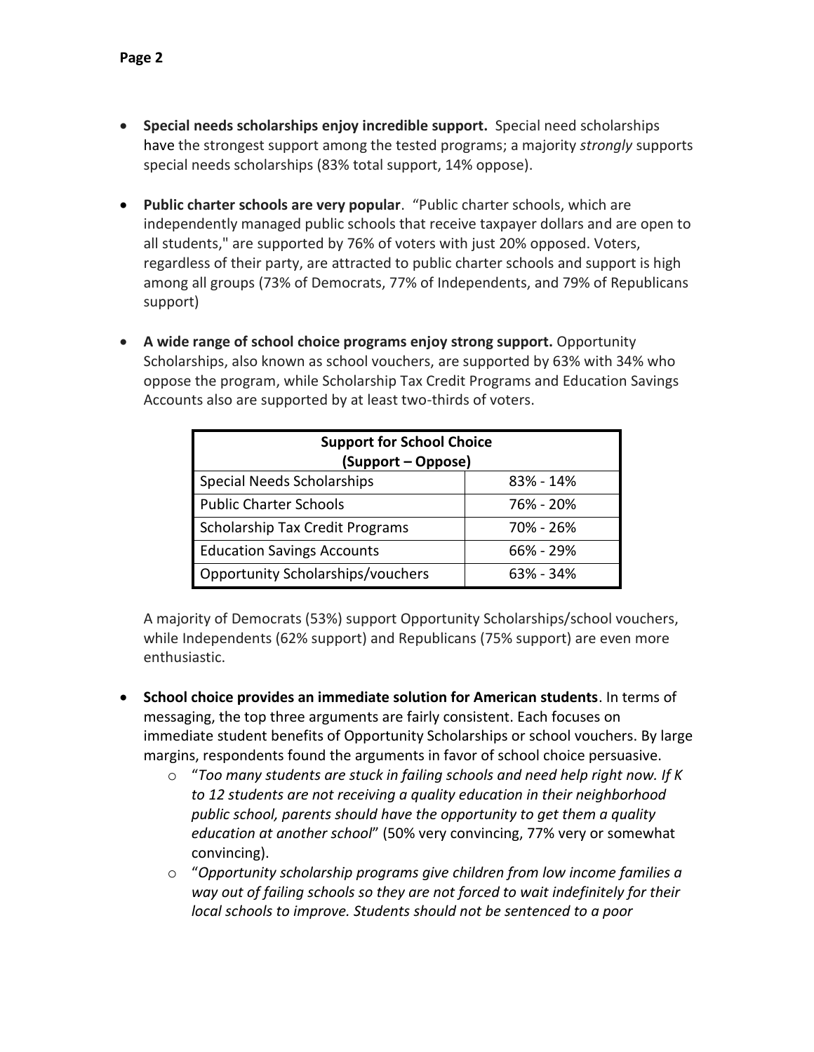- **Special needs scholarships enjoy incredible support.** Special need scholarships have the strongest support among the tested programs; a majority *strongly* supports special needs scholarships (83% total support, 14% oppose).

- **Public charter schools are very popular**. "Public charter schools, which are independently managed public schools that receive taxpayer dollars and are open to all students," are supported by 76% of voters with just 20% opposed. Voters, regardless of their party, are attracted to public charter schools and support is high among all groups (73% of Democrats, 77% of Independents, and 79% of Republicans support)

- **A wide range of school choice programs enjoy strong support.** Opportunity Scholarships, also known as school vouchers, are supported by 63% with 34% who oppose the program, while Scholarship Tax Credit Programs and Education Savings Accounts also are supported by at least two-thirds of voters.

| **Support for School Choice (Support – Oppose)** | |
|---|---|
| Special Needs Scholarships | 83% - 14% |
| Public Charter Schools | 76% - 20% |
| Scholarship Tax Credit Programs | 70% - 26% |
| Education Savings Accounts | 66% - 29% |
| Opportunity Scholarships/vouchers | 63% - 34% |

  A majority of Democrats (53%) support Opportunity Scholarships/school vouchers, while Independents (62% support) and Republicans (75% support) are even more enthusiastic.

- **School choice provides an immediate solution for American students**. In terms of messaging, the top three arguments are fairly consistent. Each focuses on immediate student benefits of Opportunity Scholarships or school vouchers. By large margins, respondents found the arguments in favor of school choice persuasive.
  - "*Too many students are stuck in failing schools and need help right now. If K to 12 students are not receiving a quality education in their neighborhood public school, parents should have the opportunity to get them a quality education at another school*" (50% very convincing, 77% very or somewhat convincing).
  - "*Opportunity scholarship programs give children from low income families a way out of failing schools so they are not forced to wait indefinitely for their local schools to improve. Students should not be sentenced to a poor*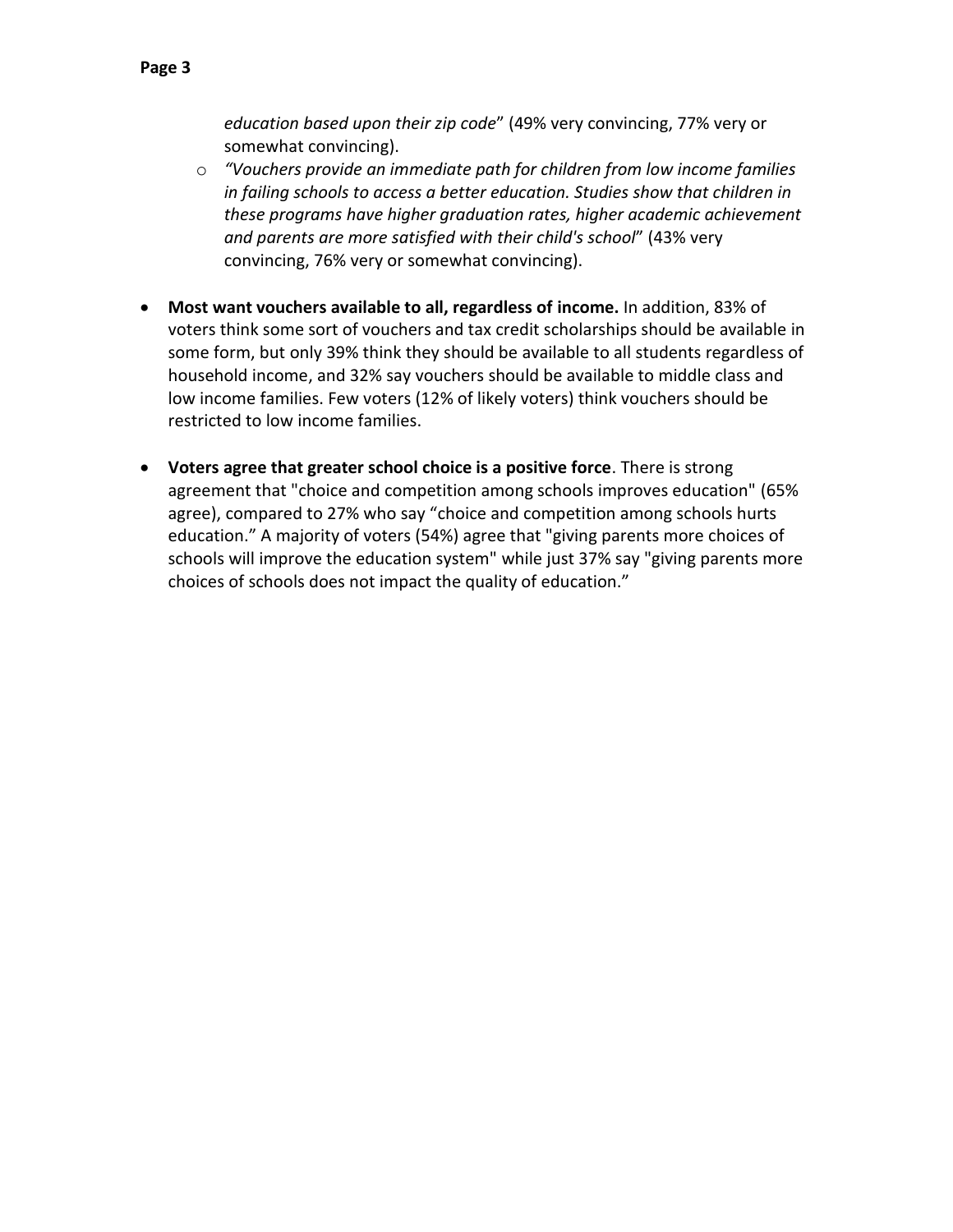- *education based upon their zip code*" (49% very convincing, 77% very or somewhat convincing).
  - *"Vouchers provide an immediate path for children from low income families in failing schools to access a better education. Studies show that children in these programs have higher graduation rates, higher academic achievement and parents are more satisfied with their child's school*" (43% very convincing, 76% very or somewhat convincing).

- **Most want vouchers available to all, regardless of income.** In addition, 83% of voters think some sort of vouchers and tax credit scholarships should be available in some form, but only 39% think they should be available to all students regardless of household income, and 32% say vouchers should be available to middle class and low income families. Few voters (12% of likely voters) think vouchers should be restricted to low income families.

- **Voters agree that greater school choice is a positive force**. There is strong agreement that "choice and competition among schools improves education" (65% agree), compared to 27% who say "choice and competition among schools hurts education." A majority of voters (54%) agree that "giving parents more choices of schools will improve the education system" while just 37% say "giving parents more choices of schools does not impact the quality of education."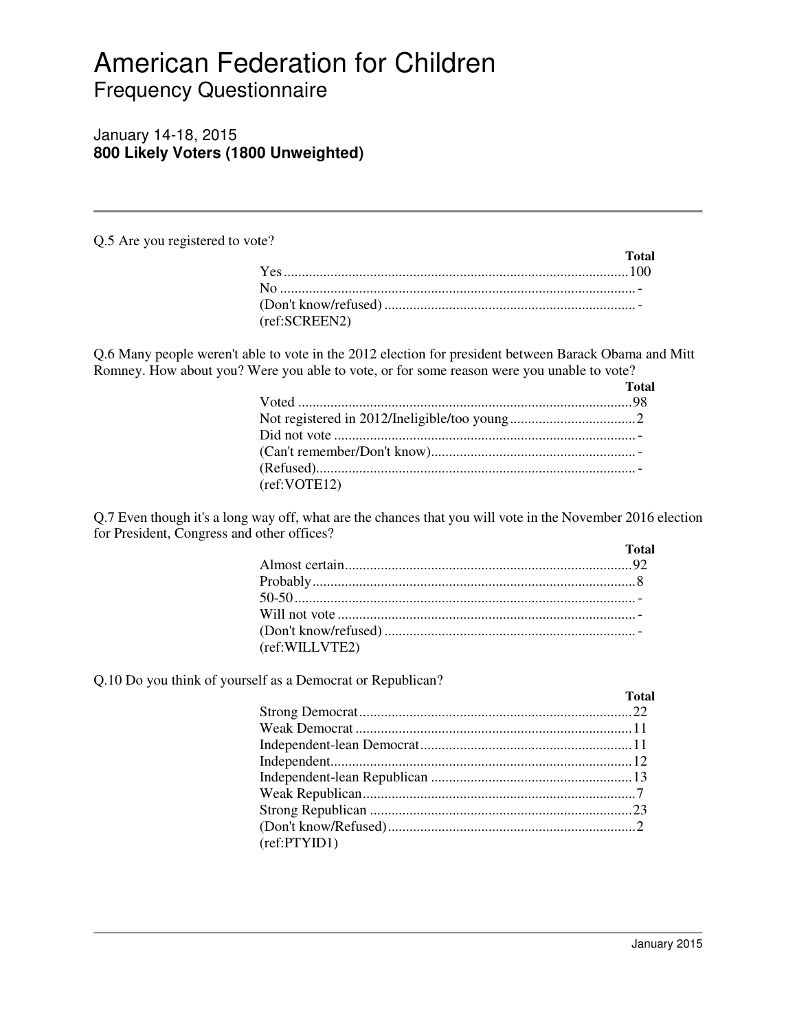# American Federation for Children

## Frequency Questionnaire

January 14-18, 2015
**800 Likely Voters (1800 Unweighted)**

---

Q.5 Are you registered to vote?

| | Total |
|---|---|
| Yes | 100 |
| No | - |
| (Don't know/refused) | - |
| (ref:SCREEN2) | |

Q.6 Many people weren't able to vote in the 2012 election for president between Barack Obama and Mitt Romney. How about you? Were you able to vote, or for some reason were you unable to vote?

| | Total |
|---|---|
| Voted | 98 |
| Not registered in 2012/Ineligible/too young | 2 |
| Did not vote | - |
| (Can't remember/Don't know) | - |
| (Refused) | - |
| (ref:VOTE12) | |

Q.7 Even though it's a long way off, what are the chances that you will vote in the November 2016 election for President, Congress and other offices?

| | Total |
|---|---|
| Almost certain | 92 |
| Probably | 8 |
| 50-50 | - |
| Will not vote | - |
| (Don't know/refused) | - |
| (ref:WILLVTE2) | |

Q.10 Do you think of yourself as a Democrat or Republican?

| | Total |
|---|---|
| Strong Democrat | 22 |
| Weak Democrat | 11 |
| Independent-lean Democrat | 11 |
| Independent | 12 |
| Independent-lean Republican | 13 |
| Weak Republican | 7 |
| Strong Republican | 23 |
| (Don't know/Refused) | 2 |
| (ref:PTYID1) | |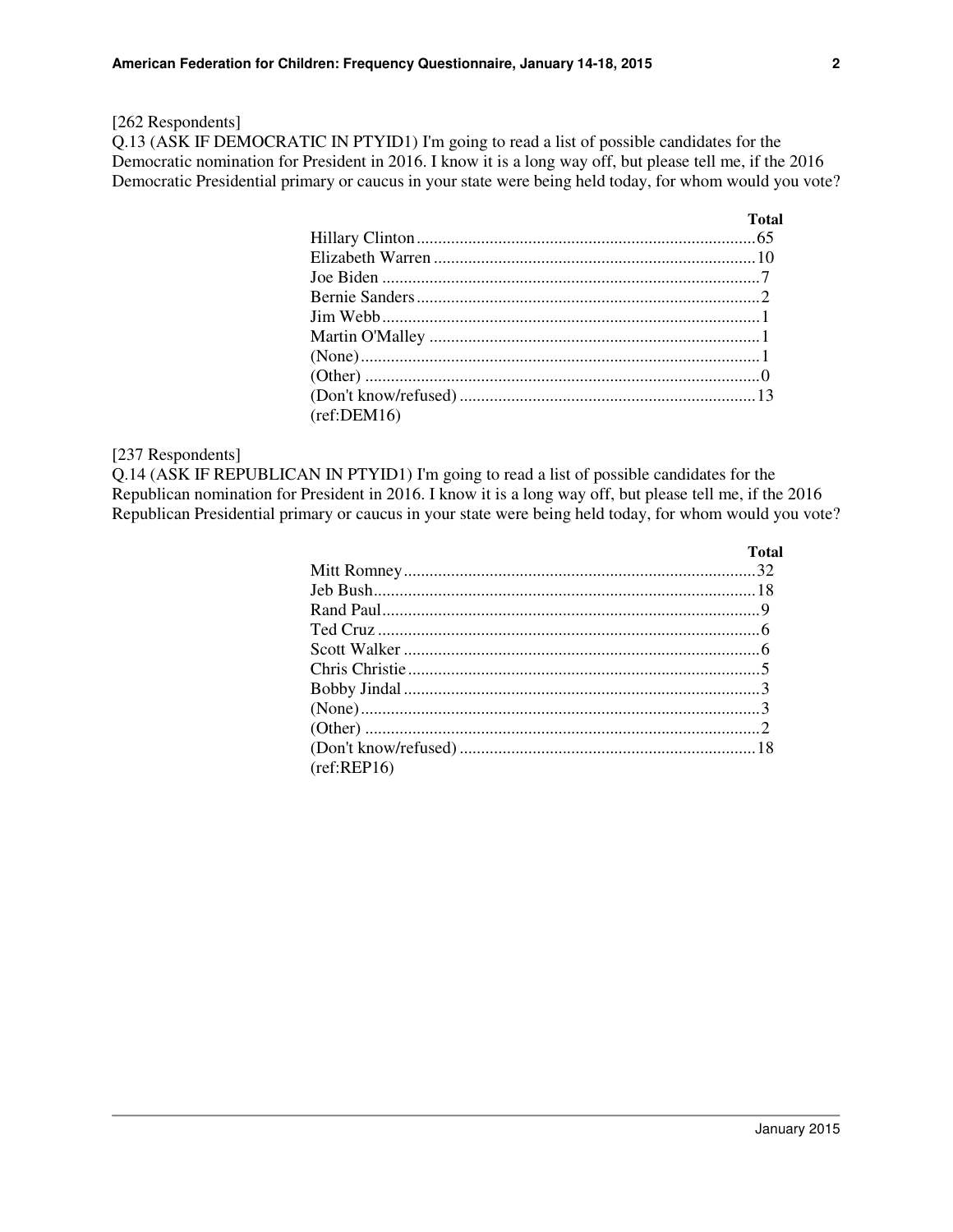[262 Respondents]

Q.13 (ASK IF DEMOCRATIC IN PTYID1) I'm going to read a list of possible candidates for the Democratic nomination for President in 2016. I know it is a long way off, but please tell me, if the 2016 Democratic Presidential primary or caucus in your state were being held today, for whom would you vote?

| | Total |
|---|---|
| Hillary Clinton | 65 |
| Elizabeth Warren | 10 |
| Joe Biden | 7 |
| Bernie Sanders | 2 |
| Jim Webb | 1 |
| Martin O'Malley | 1 |
| (None) | 1 |
| (Other) | 0 |
| (Don't know/refused) | 13 |

(ref:DEM16)

[237 Respondents]

Q.14 (ASK IF REPUBLICAN IN PTYID1) I'm going to read a list of possible candidates for the Republican nomination for President in 2016. I know it is a long way off, but please tell me, if the 2016 Republican Presidential primary or caucus in your state were being held today, for whom would you vote?

| | Total |
|---|---|
| Mitt Romney | 32 |
| Jeb Bush | 18 |
| Rand Paul | 9 |
| Ted Cruz | 6 |
| Scott Walker | 6 |
| Chris Christie | 5 |
| Bobby Jindal | 3 |
| (None) | 3 |
| (Other) | 2 |
| (Don't know/refused) | 18 |

(ref:REP16)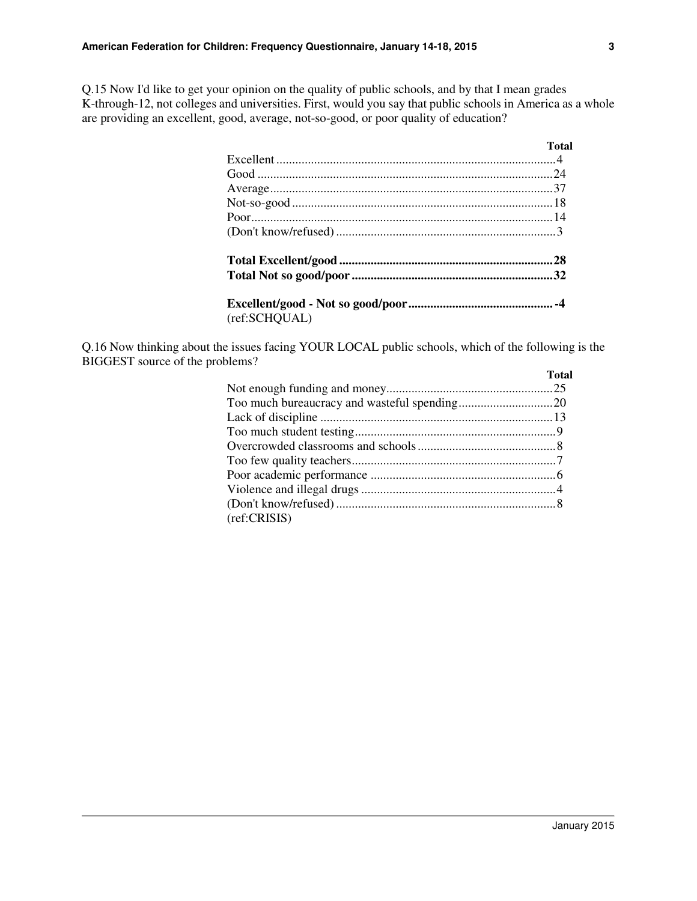Q.15 Now I'd like to get your opinion on the quality of public schools, and by that I mean grades K-through-12, not colleges and universities. First, would you say that public schools in America as a whole are providing an excellent, good, average, not-so-good, or poor quality of education?

| | Total |
|---|---|
| Excellent | 4 |
| Good | 24 |
| Average | 37 |
| Not-so-good | 18 |
| Poor | 14 |
| (Don't know/refused) | 3 |
| **Total Excellent/good** | **28** |
| **Total Not so good/poor** | **32** |
| **Excellent/good - Not so good/poor** | **-4** |

(ref:SCHQUAL)

Q.16 Now thinking about the issues facing YOUR LOCAL public schools, which of the following is the BIGGEST source of the problems?

| | Total |
|---|---|
| Not enough funding and money | 25 |
| Too much bureaucracy and wasteful spending | 20 |
| Lack of discipline | 13 |
| Too much student testing | 9 |
| Overcrowded classrooms and schools | 8 |
| Too few quality teachers | 7 |
| Poor academic performance | 6 |
| Violence and illegal drugs | 4 |
| (Don't know/refused) | 8 |

(ref:CRISIS)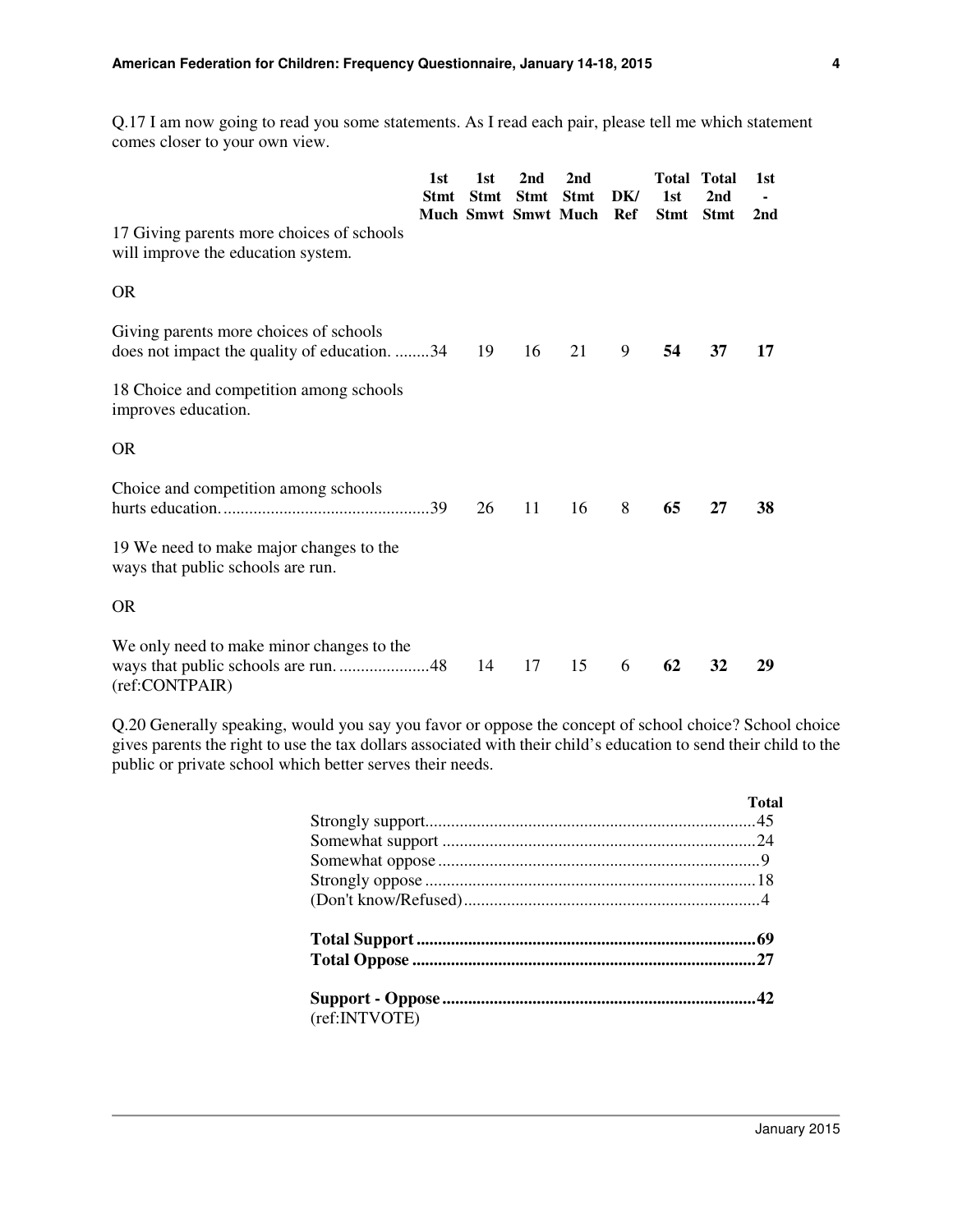Q.17 I am now going to read you some statements. As I read each pair, please tell me which statement comes closer to your own view.

| | 1st Stmt Much | 1st Stmt Smwt | 2nd Stmt Smwt | 2nd Stmt Much | DK/ Ref | Total 1st Stmt | Total 2nd Stmt | 1st - 2nd |
|---|---|---|---|---|---|---|---|---|
| 17 Giving parents more choices of schools will improve the education system. OR Giving parents more choices of schools does not impact the quality of education. | 34 | 19 | 16 | 21 | 9 | **54** | **37** | **17** |
| 18 Choice and competition among schools improves education. OR Choice and competition among schools hurts education. | 39 | 26 | 11 | 16 | 8 | **65** | **27** | **38** |
| 19 We need to make major changes to the ways that public schools are run. OR We only need to make minor changes to the ways that public schools are run. | 48 | 14 | 17 | 15 | 6 | **62** | **32** | **29** |

(ref:CONTPAIR)

Q.20 Generally speaking, would you say you favor or oppose the concept of school choice? School choice gives parents the right to use the tax dollars associated with their child's education to send their child to the public or private school which better serves their needs.

| | Total |
|---|---|
| Strongly support | 45 |
| Somewhat support | 24 |
| Somewhat oppose | 9 |
| Strongly oppose | 18 |
| (Don't know/Refused) | 4 |
| **Total Support** | **69** |
| **Total Oppose** | **27** |
| **Support - Oppose** | **42** |

(ref:INTVOTE)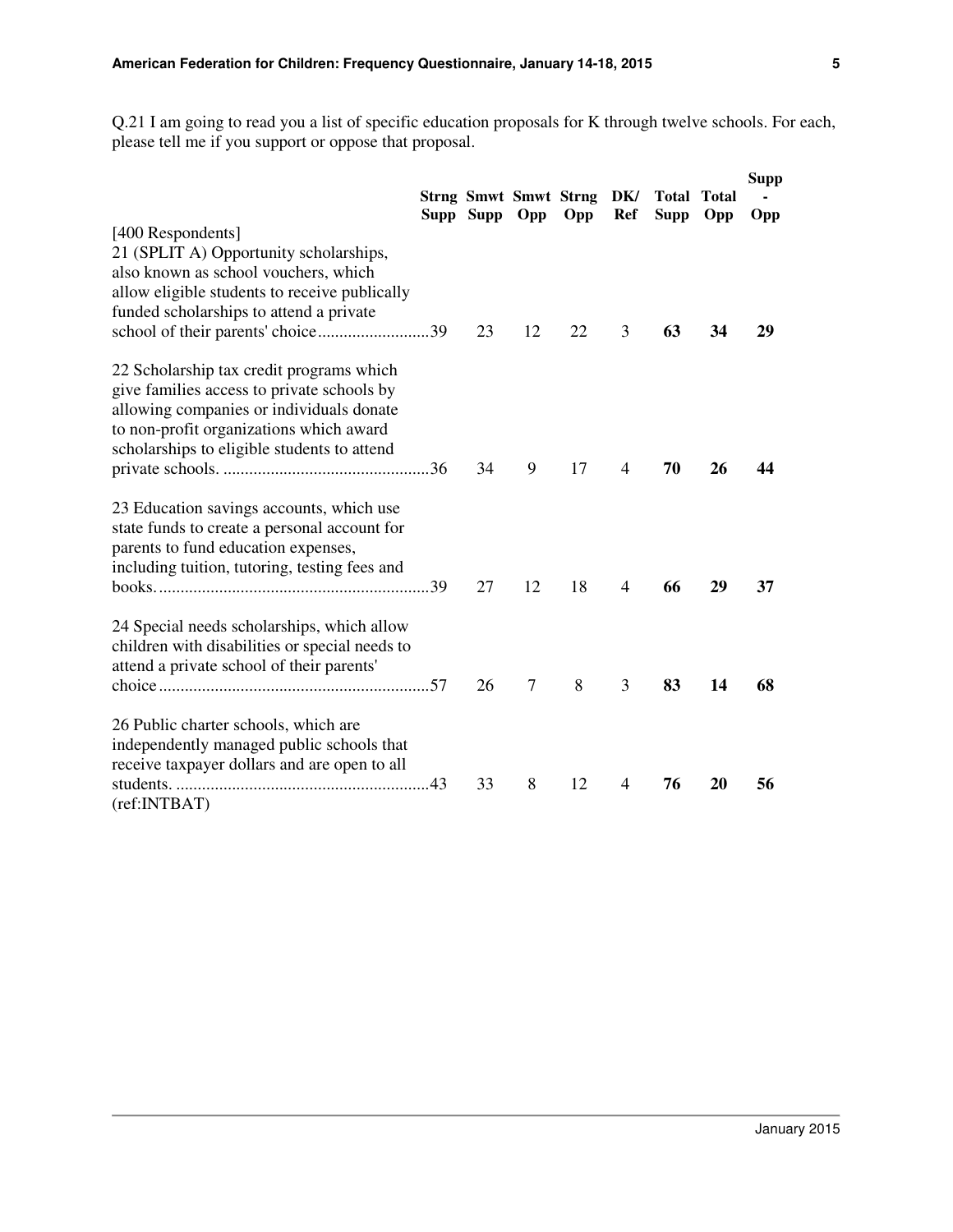Q.21 I am going to read you a list of specific education proposals for K through twelve schools. For each, please tell me if you support or oppose that proposal.

| | Strng Supp | Smwt Supp | Smwt Opp | Strng Opp | DK/ Ref | Total Supp | Total Opp | Supp - Opp |
|---|---|---|---|---|---|---|---|---|
| [400 Respondents] | | | | | | | | |
| 21 (SPLIT A) Opportunity scholarships, also known as school vouchers, which allow eligible students to receive publically funded scholarships to attend a private school of their parents' choice | 39 | 23 | 12 | 22 | 3 | **63** | **34** | **29** |
| 22 Scholarship tax credit programs which give families access to private schools by allowing companies or individuals donate to non-profit organizations which award scholarships to eligible students to attend private schools. | 36 | 34 | 9 | 17 | 4 | **70** | **26** | **44** |
| 23 Education savings accounts, which use state funds to create a personal account for parents to fund education expenses, including tuition, tutoring, testing fees and books. | 39 | 27 | 12 | 18 | 4 | **66** | **29** | **37** |
| 24 Special needs scholarships, which allow children with disabilities or special needs to attend a private school of their parents' choice | 57 | 26 | 7 | 8 | 3 | **83** | **14** | **68** |
| 26 Public charter schools, which are independently managed public schools that receive taxpayer dollars and are open to all students. | 43 | 33 | 8 | 12 | 4 | **76** | **20** | **56** |

(ref:INTBAT)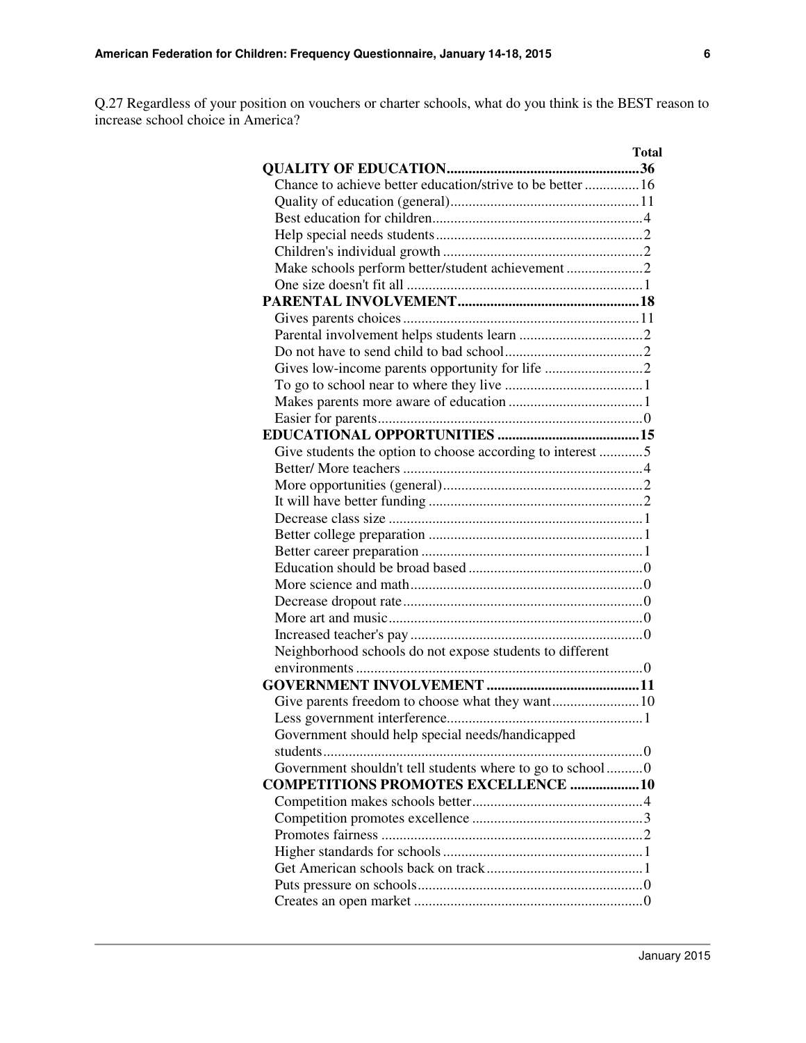Q.27 Regardless of your position on vouchers or charter schools, what do you think is the BEST reason to increase school choice in America?

| | Total |
|---|---|
| **QUALITY OF EDUCATION** | **36** |
| Chance to achieve better education/strive to be better | 16 |
| Quality of education (general) | 11 |
| Best education for children | 4 |
| Help special needs students | 2 |
| Children's individual growth | 2 |
| Make schools perform better/student achievement | 2 |
| One size doesn't fit all | 1 |
| **PARENTAL INVOLVEMENT** | **18** |
| Gives parents choices | 11 |
| Parental involvement helps students learn | 2 |
| Do not have to send child to bad school | 2 |
| Gives low-income parents opportunity for life | 2 |
| To go to school near to where they live | 1 |
| Makes parents more aware of education | 1 |
| Easier for parents | 0 |
| **EDUCATIONAL OPPORTUNITIES** | **15** |
| Give students the option to choose according to interest | 5 |
| Better/ More teachers | 4 |
| More opportunities (general) | 2 |
| It will have better funding | 2 |
| Decrease class size | 1 |
| Better college preparation | 1 |
| Better career preparation | 1 |
| Education should be broad based | 0 |
| More science and math | 0 |
| Decrease dropout rate | 0 |
| More art and music | 0 |
| Increased teacher's pay | 0 |
| Neighborhood schools do not expose students to different environments | 0 |
| **GOVERNMENT INVOLVEMENT** | **11** |
| Give parents freedom to choose what they want | 10 |
| Less government interference | 1 |
| Government should help special needs/handicapped students | 0 |
| Government shouldn't tell students where to go to school | 0 |
| **COMPETITIONS PROMOTES EXCELLENCE** | **10** |
| Competition makes schools better | 4 |
| Competition promotes excellence | 3 |
| Promotes fairness | 2 |
| Higher standards for schools | 1 |
| Get American schools back on track | 1 |
| Puts pressure on schools | 0 |
| Creates an open market | 0 |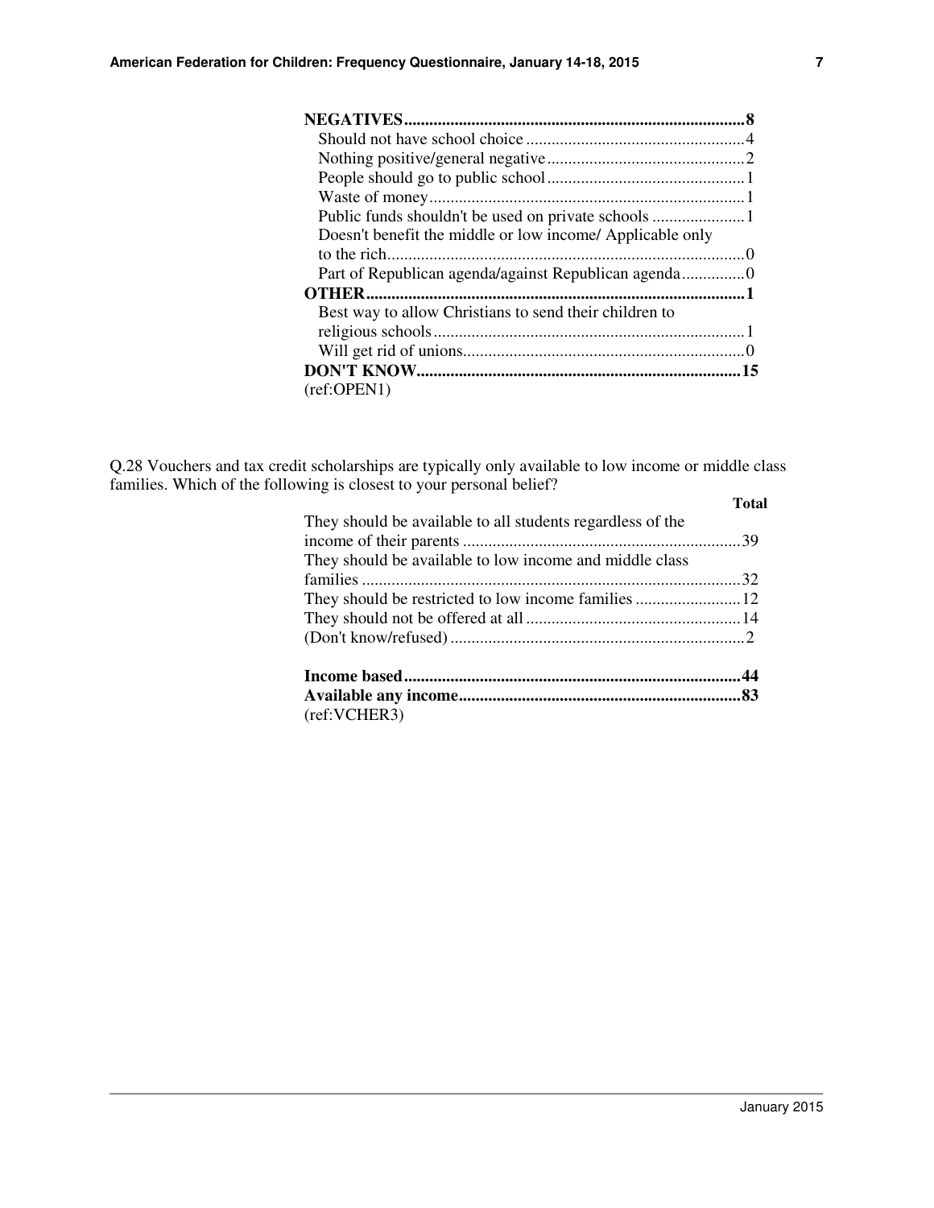| | |
|---|---|
| **NEGATIVES** | **8** |
| Should not have school choice | 4 |
| Nothing positive/general negative | 2 |
| People should go to public school | 1 |
| Waste of money | 1 |
| Public funds shouldn't be used on private schools | 1 |
| Doesn't benefit the middle or low income/ Applicable only to the rich | 0 |
| Part of Republican agenda/against Republican agenda | 0 |
| **OTHER** | **1** |
| Best way to allow Christians to send their children to religious schools | 1 |
| Will get rid of unions | 0 |
| **DON'T KNOW** | **15** |

(ref:OPEN1)

Q.28 Vouchers and tax credit scholarships are typically only available to low income or middle class families. Which of the following is closest to your personal belief?

| | **Total** |
|---|---|
| They should be available to all students regardless of the income of their parents | 39 |
| They should be available to low income and middle class families | 32 |
| They should be restricted to low income families | 12 |
| They should not be offered at all | 14 |
| (Don't know/refused) | 2 |
| | |
| **Income based** | **44** |
| **Available any income** | **83** |

(ref:VCHER3)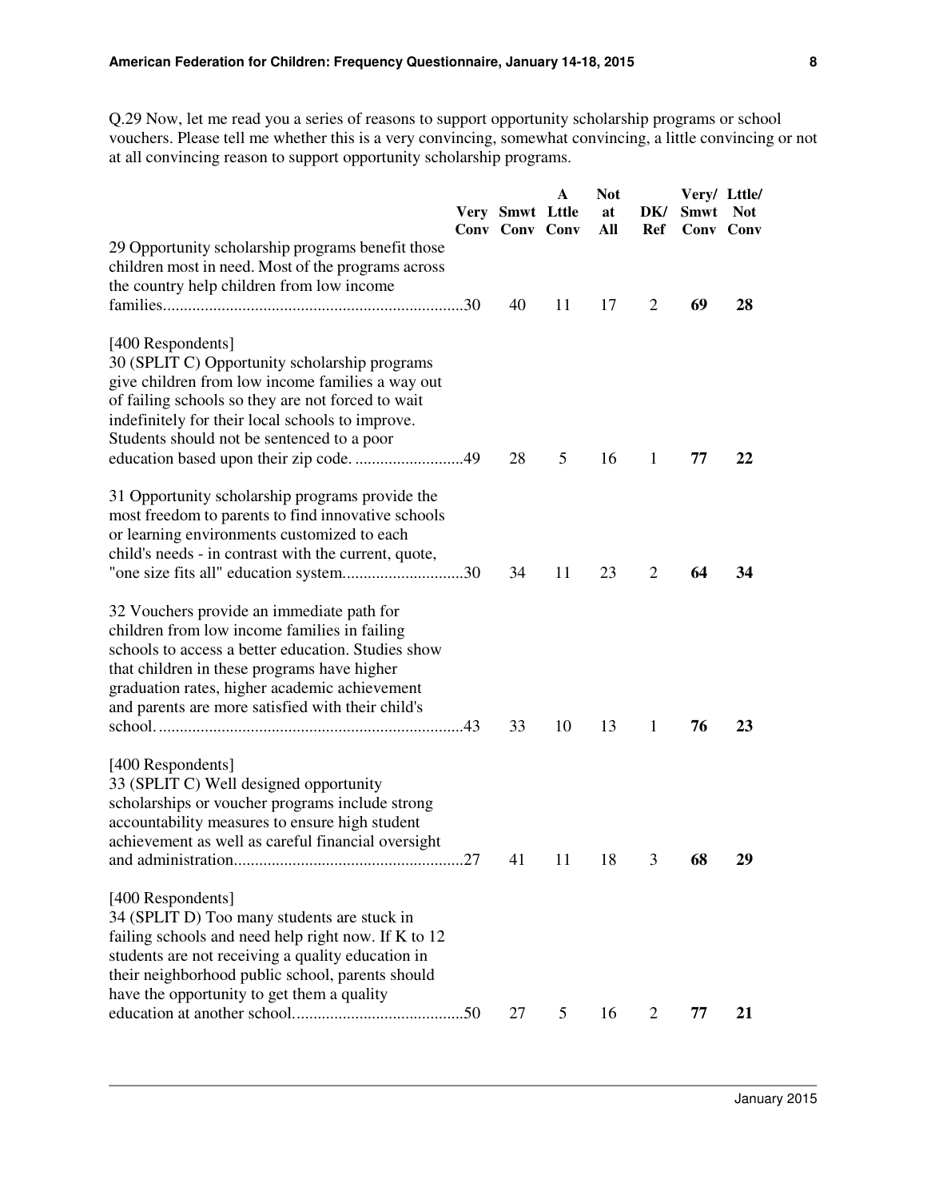Q.29 Now, let me read you a series of reasons to support opportunity scholarship programs or school vouchers. Please tell me whether this is a very convincing, somewhat convincing, a little convincing or not at all convincing reason to support opportunity scholarship programs.

| | Very Conv | Smwt Conv | A Lttle Conv | Not at All | DK/ Ref | Very/ Smwt Conv | Lttle/ Not Conv |
|---|---|---|---|---|---|---|---|
| 29 Opportunity scholarship programs benefit those children most in need. Most of the programs across the country help children from low income families | 30 | 40 | 11 | 17 | 2 | **69** | **28** |
| [400 Respondents] 30 (SPLIT C) Opportunity scholarship programs give children from low income families a way out of failing schools so they are not forced to wait indefinitely for their local schools to improve. Students should not be sentenced to a poor education based upon their zip code. | 49 | 28 | 5 | 16 | 1 | **77** | **22** |
| 31 Opportunity scholarship programs provide the most freedom to parents to find innovative schools or learning environments customized to each child's needs - in contrast with the current, quote, "one size fits all" education system | 30 | 34 | 11 | 23 | 2 | **64** | **34** |
| 32 Vouchers provide an immediate path for children from low income families in failing schools to access a better education. Studies show that children in these programs have higher graduation rates, higher academic achievement and parents are more satisfied with their child's school. | 43 | 33 | 10 | 13 | 1 | **76** | **23** |
| [400 Respondents] 33 (SPLIT C) Well designed opportunity scholarships or voucher programs include strong accountability measures to ensure high student achievement as well as careful financial oversight and administration | 27 | 41 | 11 | 18 | 3 | **68** | **29** |
| [400 Respondents] 34 (SPLIT D) Too many students are stuck in failing schools and need help right now. If K to 12 students are not receiving a quality education in their neighborhood public school, parents should have the opportunity to get them a quality education at another school. | 50 | 27 | 5 | 16 | 2 | **77** | **21** |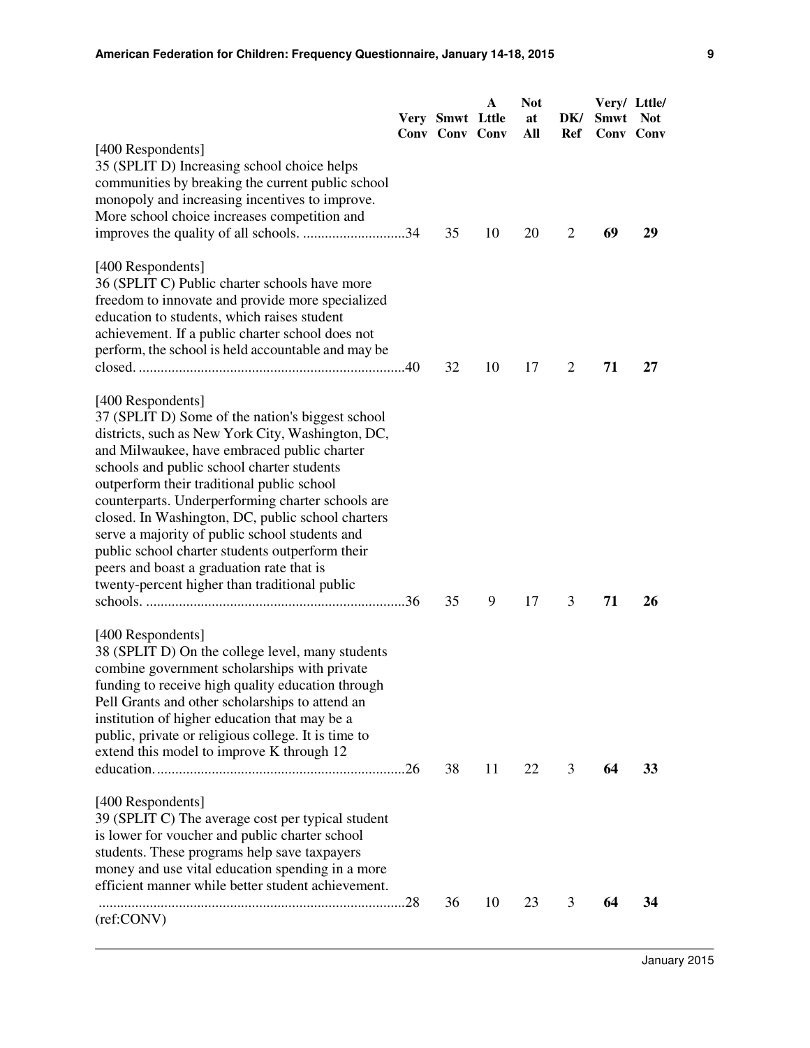| | Very Conv | Smwt Conv | A Lttle Conv | Not at All | DK/ Ref | Very/ Smwt Conv | Lttle/ Not Conv |
|---|---|---|---|---|---|---|---|
| [400 Respondents]<br>35 (SPLIT D) Increasing school choice helps communities by breaking the current public school monopoly and increasing incentives to improve. More school choice increases competition and improves the quality of all schools. | 34 | 35 | 10 | 20 | 2 | **69** | **29** |
| [400 Respondents]<br>36 (SPLIT C) Public charter schools have more freedom to innovate and provide more specialized education to students, which raises student achievement. If a public charter school does not perform, the school is held accountable and may be closed. | 40 | 32 | 10 | 17 | 2 | **71** | **27** |
| [400 Respondents]<br>37 (SPLIT D) Some of the nation's biggest school districts, such as New York City, Washington, DC, and Milwaukee, have embraced public charter schools and public school charter students outperform their traditional public school counterparts. Underperforming charter schools are closed. In Washington, DC, public school charters serve a majority of public school students and public school charter students outperform their peers and boast a graduation rate that is twenty-percent higher than traditional public schools. | 36 | 35 | 9 | 17 | 3 | **71** | **26** |
| [400 Respondents]<br>38 (SPLIT D) On the college level, many students combine government scholarships with private funding to receive high quality education through Pell Grants and other scholarships to attend an institution of higher education that may be a public, private or religious college. It is time to extend this model to improve K through 12 education. | 26 | 38 | 11 | 22 | 3 | **64** | **33** |
| [400 Respondents]<br>39 (SPLIT C) The average cost per typical student is lower for voucher and public charter school students. These programs help save taxpayers money and use vital education spending in a more efficient manner while better student achievement. | 28 | 36 | 10 | 23 | 3 | **64** | **34** |

(ref:CONV)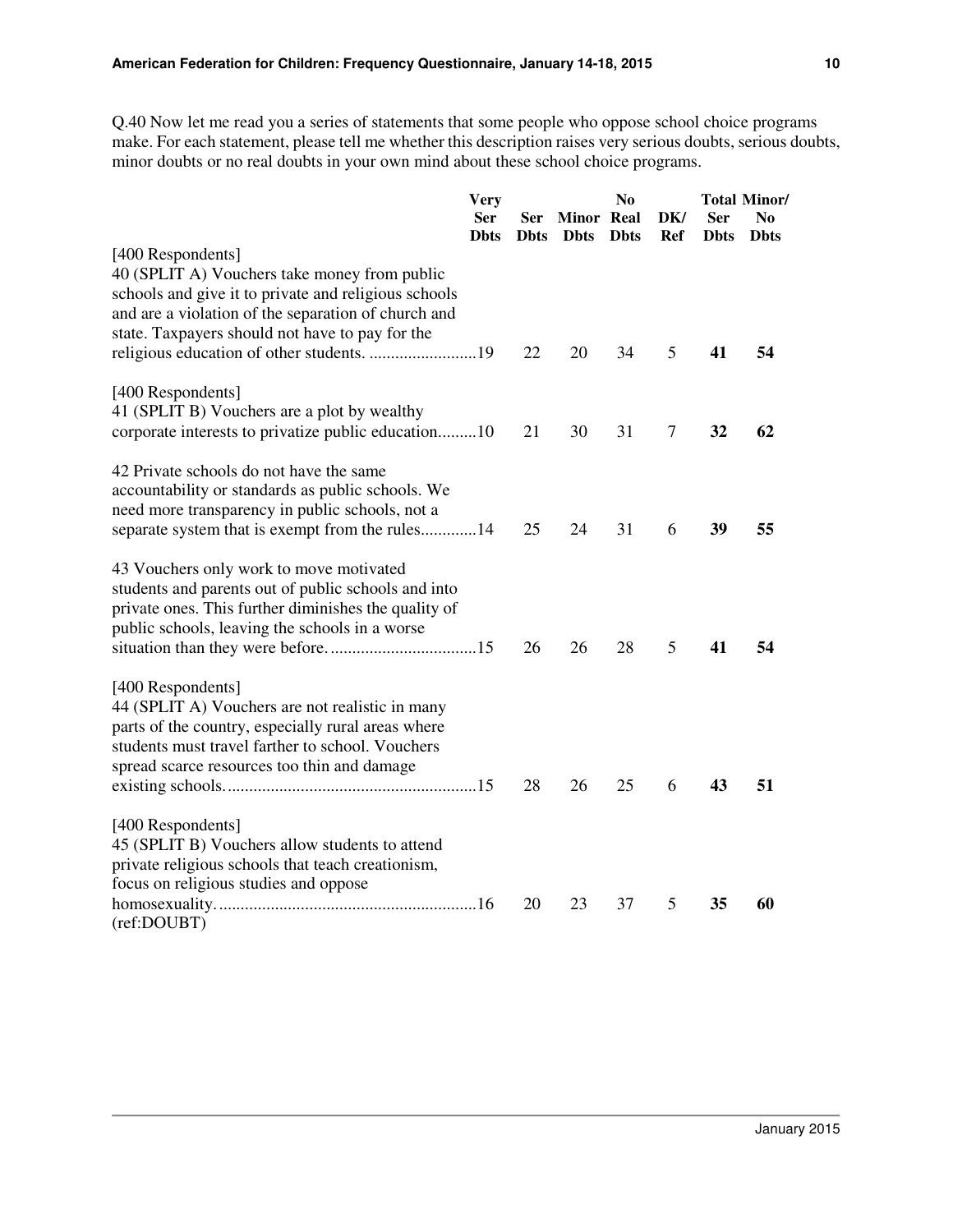Q.40 Now let me read you a series of statements that some people who oppose school choice programs make. For each statement, please tell me whether this description raises very serious doubts, serious doubts, minor doubts or no real doubts in your own mind about these school choice programs.

| | Very Ser Dbts | Ser Dbts | Minor Dbts | No Real Dbts | DK/ Ref | Total Ser Dbts | Minor/ No Dbts |
|---|---|---|---|---|---|---|---|
| [400 Respondents] 40 (SPLIT A) Vouchers take money from public schools and give it to private and religious schools and are a violation of the separation of church and state. Taxpayers should not have to pay for the religious education of other students. | 19 | 22 | 20 | 34 | 5 | **41** | **54** |
| [400 Respondents] 41 (SPLIT B) Vouchers are a plot by wealthy corporate interests to privatize public education | 10 | 21 | 30 | 31 | 7 | **32** | **62** |
| 42 Private schools do not have the same accountability or standards as public schools. We need more transparency in public schools, not a separate system that is exempt from the rules | 14 | 25 | 24 | 31 | 6 | **39** | **55** |
| 43 Vouchers only work to move motivated students and parents out of public schools and into private ones. This further diminishes the quality of public schools, leaving the schools in a worse situation than they were before. | 15 | 26 | 26 | 28 | 5 | **41** | **54** |
| [400 Respondents] 44 (SPLIT A) Vouchers are not realistic in many parts of the country, especially rural areas where students must travel farther to school. Vouchers spread scarce resources too thin and damage existing schools. | 15 | 28 | 26 | 25 | 6 | **43** | **51** |
| [400 Respondents] 45 (SPLIT B) Vouchers allow students to attend private religious schools that teach creationism, focus on religious studies and oppose homosexuality. | 16 | 20 | 23 | 37 | 5 | **35** | **60** |

(ref:DOUBT)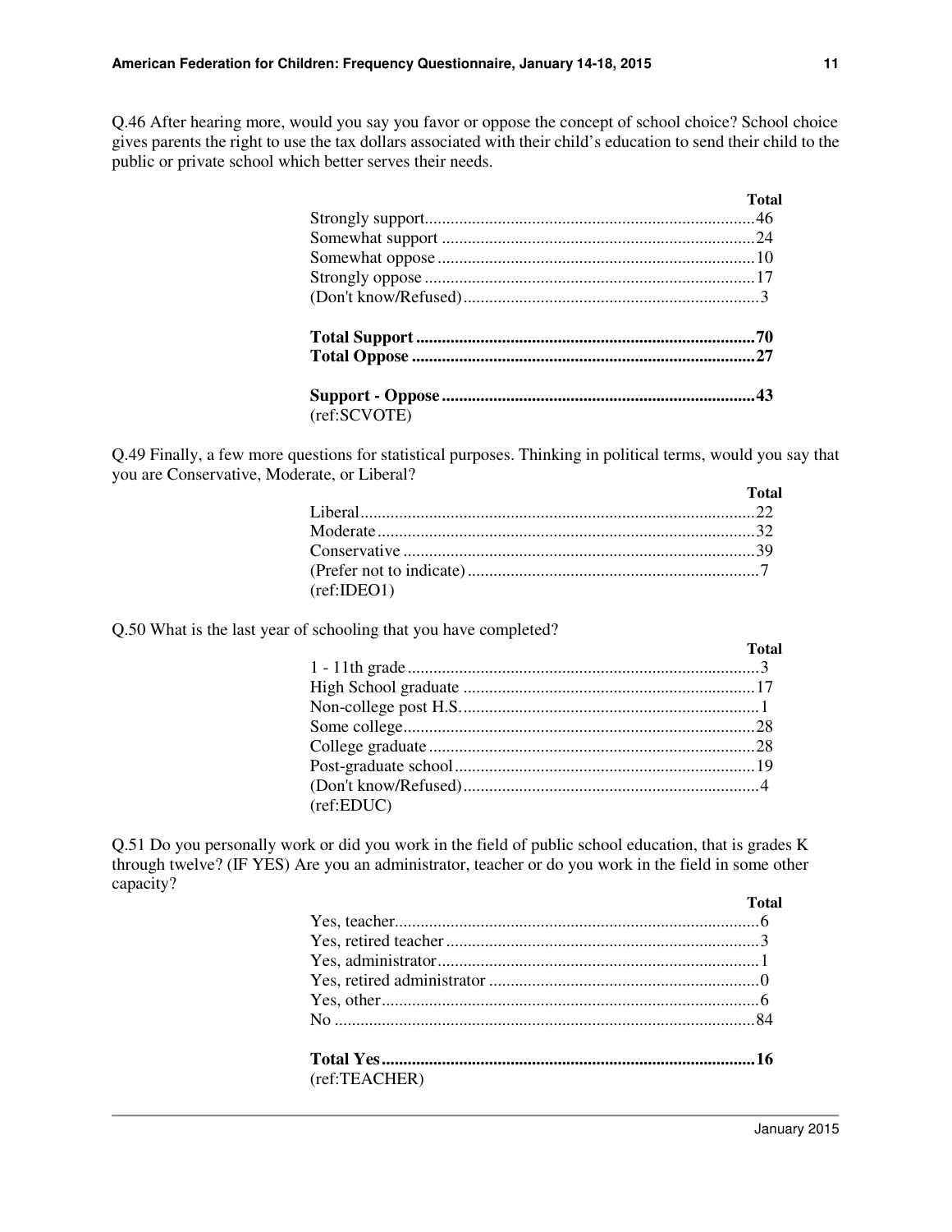Q.46 After hearing more, would you say you favor or oppose the concept of school choice? School choice gives parents the right to use the tax dollars associated with their child's education to send their child to the public or private school which better serves their needs.

| | Total |
|---|---|
| Strongly support | 46 |
| Somewhat support | 24 |
| Somewhat oppose | 10 |
| Strongly oppose | 17 |
| (Don't know/Refused) | 3 |
| **Total Support** | **70** |
| **Total Oppose** | **27** |
| **Support - Oppose** | **43** |

(ref:SCVOTE)

Q.49 Finally, a few more questions for statistical purposes. Thinking in political terms, would you say that you are Conservative, Moderate, or Liberal?

| | Total |
|---|---|
| Liberal | 22 |
| Moderate | 32 |
| Conservative | 39 |
| (Prefer not to indicate) | 7 |

(ref:IDEO1)

Q.50 What is the last year of schooling that you have completed?

| | Total |
|---|---|
| 1 - 11th grade | 3 |
| High School graduate | 17 |
| Non-college post H.S. | 1 |
| Some college | 28 |
| College graduate | 28 |
| Post-graduate school | 19 |
| (Don't know/Refused) | 4 |

(ref:EDUC)

Q.51 Do you personally work or did you work in the field of public school education, that is grades K through twelve? (IF YES) Are you an administrator, teacher or do you work in the field in some other capacity?

| | Total |
|---|---|
| Yes, teacher | 6 |
| Yes, retired teacher | 3 |
| Yes, administrator | 1 |
| Yes, retired administrator | 0 |
| Yes, other | 6 |
| No | 84 |
| **Total Yes** | **16** |

(ref:TEACHER)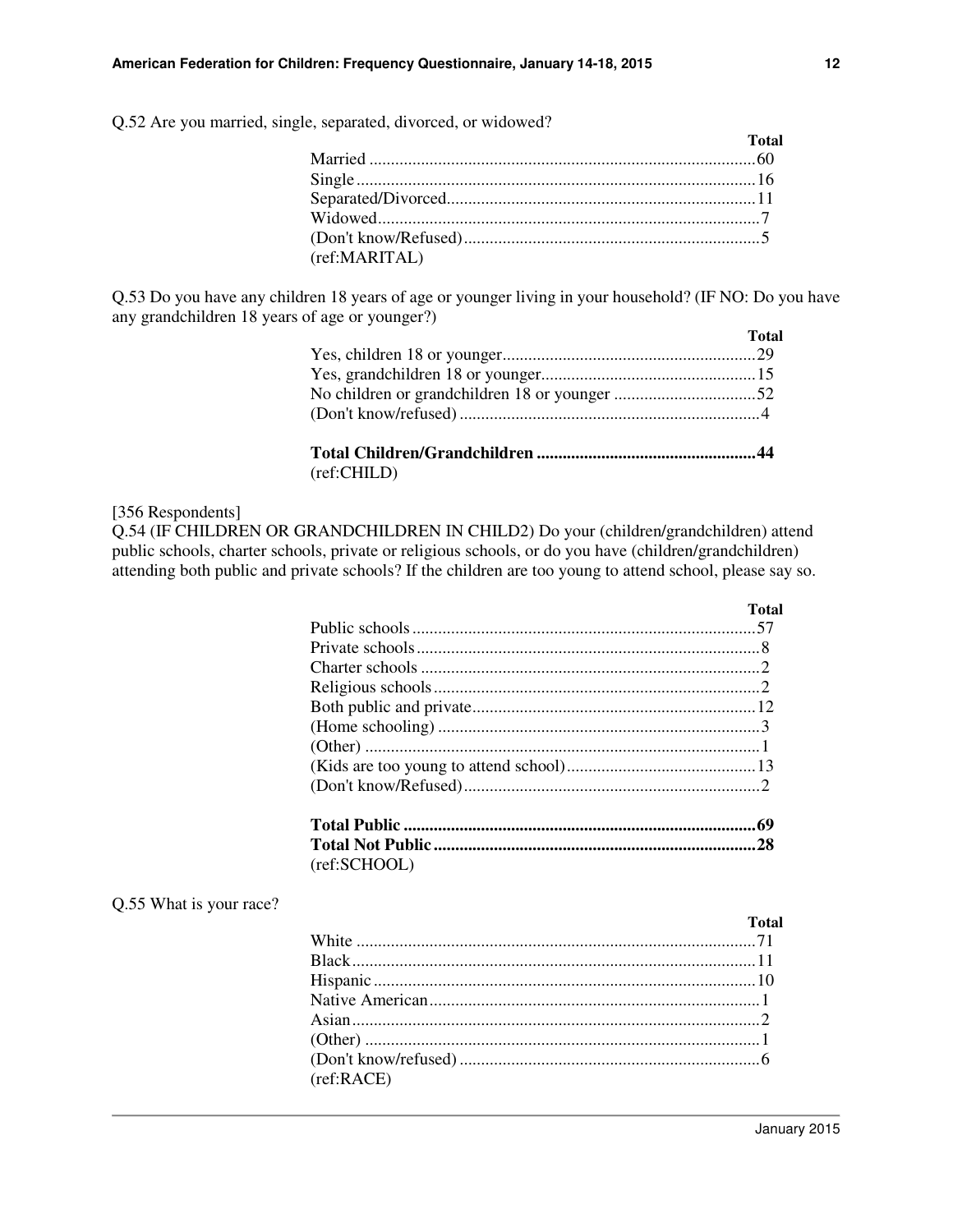Q.52 Are you married, single, separated, divorced, or widowed?

| | Total |
|---|---|
| Married | 60 |
| Single | 16 |
| Separated/Divorced | 11 |
| Widowed | 7 |
| (Don't know/Refused) | 5 |

(ref:MARITAL)

Q.53 Do you have any children 18 years of age or younger living in your household? (IF NO: Do you have any grandchildren 18 years of age or younger?)

| | Total |
|---|---|
| Yes, children 18 or younger | 29 |
| Yes, grandchildren 18 or younger | 15 |
| No children or grandchildren 18 or younger | 52 |
| (Don't know/refused) | 4 |
| **Total Children/Grandchildren** | **44** |

(ref:CHILD)

[356 Respondents]
Q.54 (IF CHILDREN OR GRANDCHILDREN IN CHILD2) Do your (children/grandchildren) attend public schools, charter schools, private or religious schools, or do you have (children/grandchildren) attending both public and private schools? If the children are too young to attend school, please say so.

| | Total |
|---|---|
| Public schools | 57 |
| Private schools | 8 |
| Charter schools | 2 |
| Religious schools | 2 |
| Both public and private | 12 |
| (Home schooling) | 3 |
| (Other) | 1 |
| (Kids are too young to attend school) | 13 |
| (Don't know/Refused) | 2 |
| **Total Public** | **69** |
| **Total Not Public** | **28** |

(ref:SCHOOL)

Q.55 What is your race?

| | Total |
|---|---|
| White | 71 |
| Black | 11 |
| Hispanic | 10 |
| Native American | 1 |
| Asian | 2 |
| (Other) | 1 |
| (Don't know/refused) | 6 |

(ref:RACE)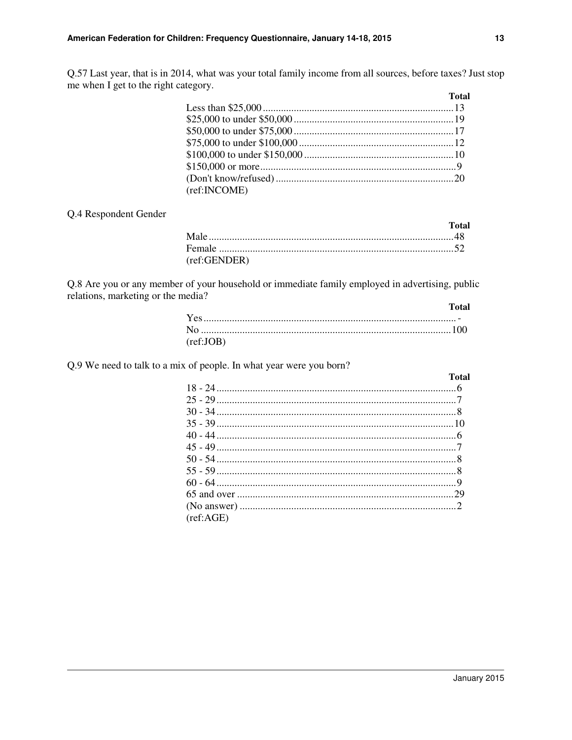Q.57 Last year, that is in 2014, what was your total family income from all sources, before taxes? Just stop me when I get to the right category.

| | Total |
|---|---|
| Less than $25,000 | 13 |
| $25,000 to under $50,000 | 19 |
| $50,000 to under $75,000 | 17 |
| $75,000 to under $100,000 | 12 |
| $100,000 to under $150,000 | 10 |
| $150,000 or more | 9 |
| (Don't know/refused) | 20 |

(ref:INCOME)

Q.4 Respondent Gender

| | Total |
|---|---|
| Male | 48 |
| Female | 52 |

(ref:GENDER)

Q.8 Are you or any member of your household or immediate family employed in advertising, public relations, marketing or the media?

| | Total |
|---|---|
| Yes | - |
| No | 100 |

(ref:JOB)

Q.9 We need to talk to a mix of people. In what year were you born?

| | Total |
|---|---|
| 18 - 24 | 6 |
| 25 - 29 | 7 |
| 30 - 34 | 8 |
| 35 - 39 | 10 |
| 40 - 44 | 6 |
| 45 - 49 | 7 |
| 50 - 54 | 8 |
| 55 - 59 | 8 |
| 60 - 64 | 9 |
| 65 and over | 29 |
| (No answer) | 2 |

(ref:AGE)